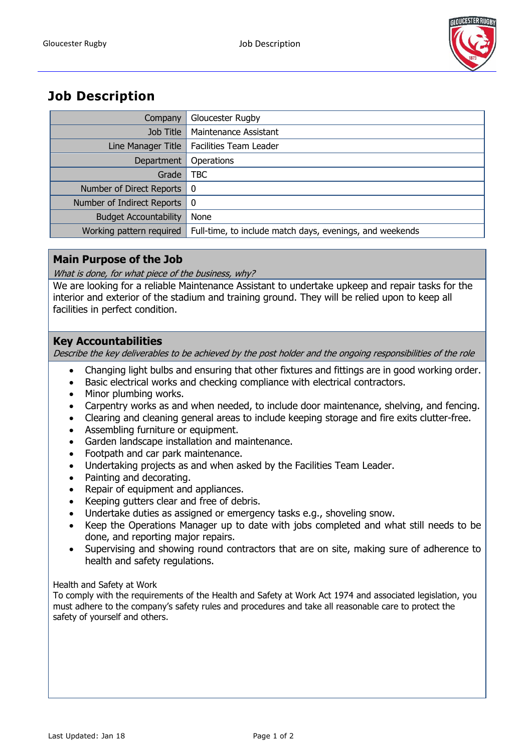# Job Description

| | |
|---|---|
| Company | Gloucester Rugby |
| Job Title | Maintenance Assistant |
| Line Manager Title | Facilities Team Leader |
| Department | Operations |
| Grade | TBC |
| Number of Direct Reports | 0 |
| Number of Indirect Reports | 0 |
| Budget Accountability | None |
| Working pattern required | Full-time, to include match days, evenings, and weekends |

## Main Purpose of the Job

*What is done, for what piece of the business, why?*

We are looking for a reliable Maintenance Assistant to undertake upkeep and repair tasks for the interior and exterior of the stadium and training ground. They will be relied upon to keep all facilities in perfect condition.

## Key Accountabilities

*Describe the key deliverables to be achieved by the post holder and the ongoing responsibilities of the role*

- Changing light bulbs and ensuring that other fixtures and fittings are in good working order.
- Basic electrical works and checking compliance with electrical contractors.
- Minor plumbing works.
- Carpentry works as and when needed, to include door maintenance, shelving, and fencing.
- Clearing and cleaning general areas to include keeping storage and fire exits clutter-free.
- Assembling furniture or equipment.
- Garden landscape installation and maintenance.
- Footpath and car park maintenance.
- Undertaking projects as and when asked by the Facilities Team Leader.
- Painting and decorating.
- Repair of equipment and appliances.
- Keeping gutters clear and free of debris.
- Undertake duties as assigned or emergency tasks e.g., shoveling snow.
- Keep the Operations Manager up to date with jobs completed and what still needs to be done, and reporting major repairs.
- Supervising and showing round contractors that are on site, making sure of adherence to health and safety regulations.

Health and Safety at Work

To comply with the requirements of the Health and Safety at Work Act 1974 and associated legislation, you must adhere to the company's safety rules and procedures and take all reasonable care to protect the safety of yourself and others.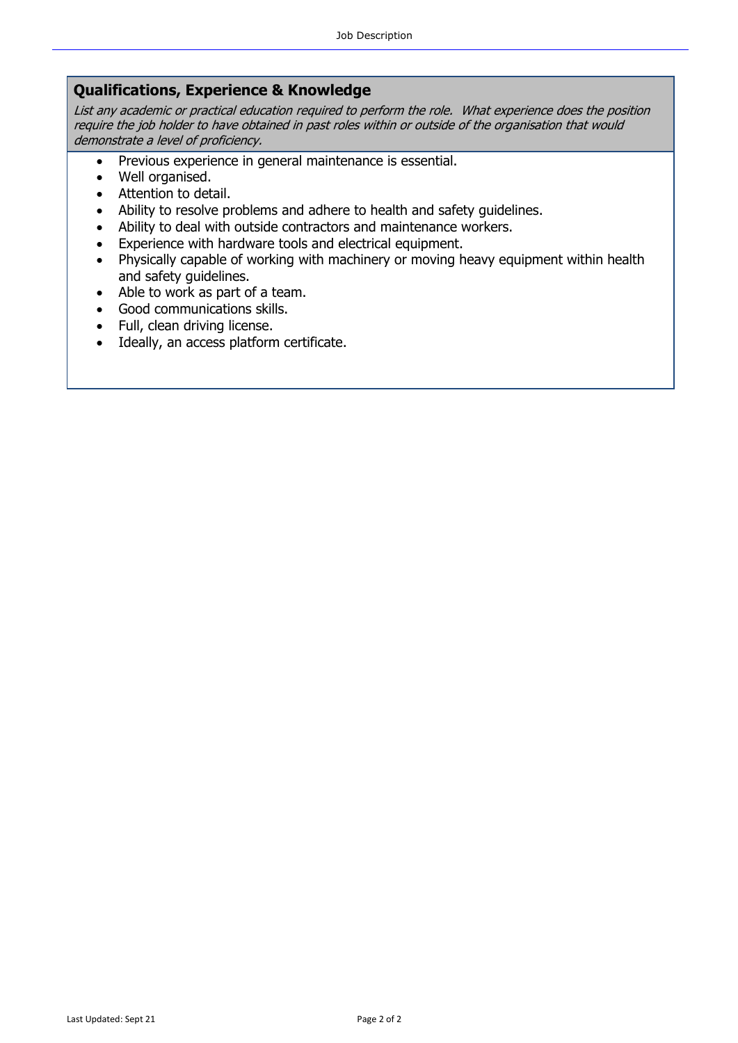## Qualifications, Experience & Knowledge

*List any academic or practical education required to perform the role. What experience does the position require the job holder to have obtained in past roles within or outside of the organisation that would demonstrate a level of proficiency.*

- Previous experience in general maintenance is essential.
- Well organised.
- Attention to detail.
- Ability to resolve problems and adhere to health and safety guidelines.
- Ability to deal with outside contractors and maintenance workers.
- Experience with hardware tools and electrical equipment.
- Physically capable of working with machinery or moving heavy equipment within health and safety guidelines.
- Able to work as part of a team.
- Good communications skills.
- Full, clean driving license.
- Ideally, an access platform certificate.